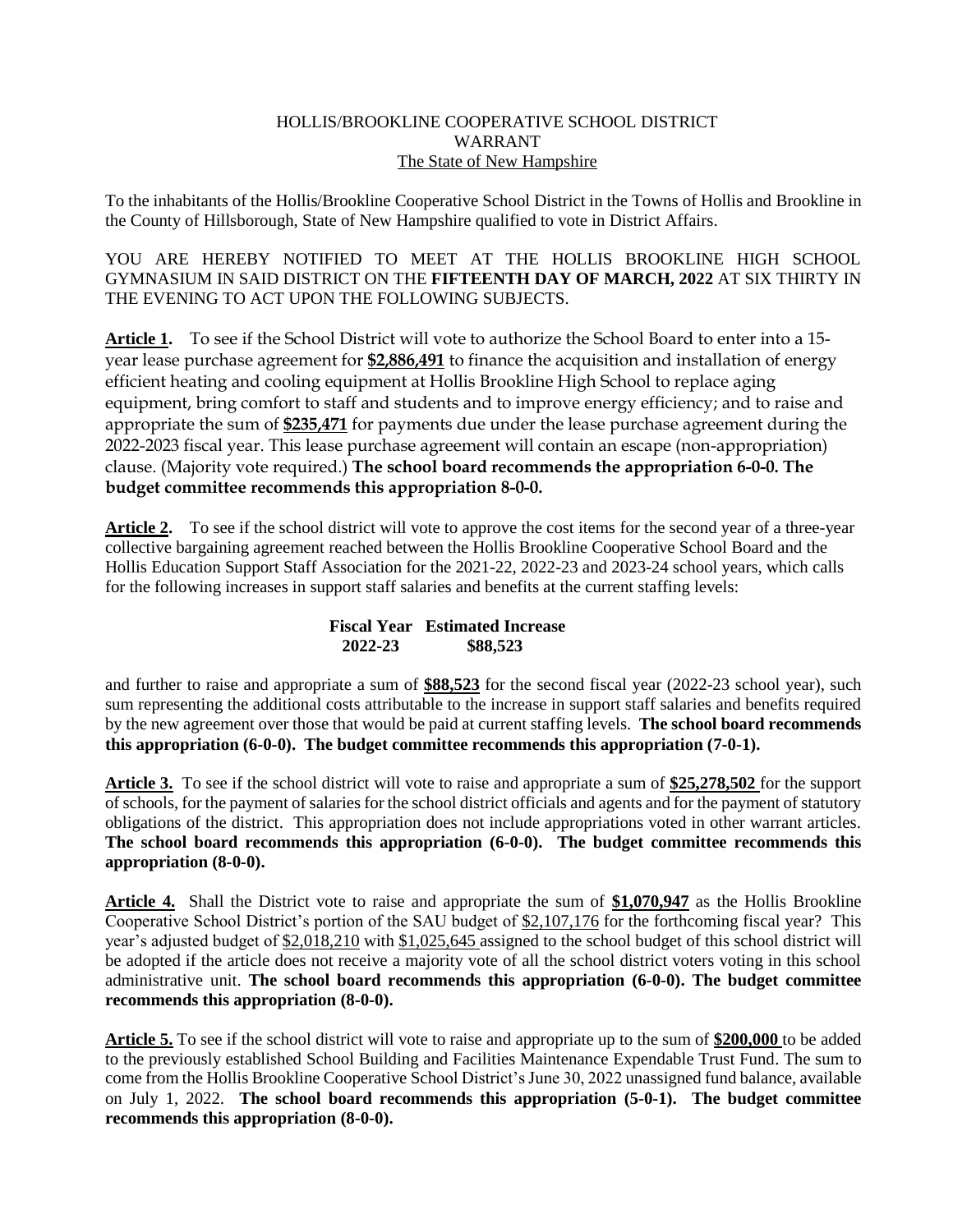# HOLLIS/BROOKLINE COOPERATIVE SCHOOL DISTRICT
## WARRANT
### The State of New Hampshire

To the inhabitants of the Hollis/Brookline Cooperative School District in the Towns of Hollis and Brookline in the County of Hillsborough, State of New Hampshire qualified to vote in District Affairs.

YOU ARE HEREBY NOTIFIED TO MEET AT THE HOLLIS BROOKLINE HIGH SCHOOL GYMNASIUM IN SAID DISTRICT ON THE **FIFTEENTH DAY OF MARCH, 2022** AT SIX THIRTY IN THE EVENING TO ACT UPON THE FOLLOWING SUBJECTS.

**Article 1.** To see if the School District will vote to authorize the School Board to enter into a 15-year lease purchase agreement for **$2,886,491** to finance the acquisition and installation of energy efficient heating and cooling equipment at Hollis Brookline High School to replace aging equipment, bring comfort to staff and students and to improve energy efficiency; and to raise and appropriate the sum of **$235,471** for payments due under the lease purchase agreement during the 2022-2023 fiscal year. This lease purchase agreement will contain an escape (non-appropriation) clause. (Majority vote required.) **The school board recommends the appropriation 6-0-0. The budget committee recommends this appropriation 8-0-0.**

**Article 2.** To see if the school district will vote to approve the cost items for the second year of a three-year collective bargaining agreement reached between the Hollis Brookline Cooperative School Board and the Hollis Education Support Staff Association for the 2021-22, 2022-23 and 2023-24 school years, which calls for the following increases in support staff salaries and benefits at the current staffing levels:

| Fiscal Year | Estimated Increase |
|---|---|
| 2022-23 | $88,523 |

and further to raise and appropriate a sum of **$88,523** for the second fiscal year (2022-23 school year), such sum representing the additional costs attributable to the increase in support staff salaries and benefits required by the new agreement over those that would be paid at current staffing levels. **The school board recommends this appropriation (6-0-0). The budget committee recommends this appropriation (7-0-1).**

**Article 3.** To see if the school district will vote to raise and appropriate a sum of **$25,278,502** for the support of schools, for the payment of salaries for the school district officials and agents and for the payment of statutory obligations of the district. This appropriation does not include appropriations voted in other warrant articles. **The school board recommends this appropriation (6-0-0). The budget committee recommends this appropriation (8-0-0).**

**Article 4.** Shall the District vote to raise and appropriate the sum of **$1,070,947** as the Hollis Brookline Cooperative School District's portion of the SAU budget of $2,107,176 for the forthcoming fiscal year? This year's adjusted budget of $2,018,210 with $1,025,645 assigned to the school budget of this school district will be adopted if the article does not receive a majority vote of all the school district voters voting in this school administrative unit. **The school board recommends this appropriation (6-0-0). The budget committee recommends this appropriation (8-0-0).**

**Article 5.** To see if the school district will vote to raise and appropriate up to the sum of **$200,000** to be added to the previously established School Building and Facilities Maintenance Expendable Trust Fund. The sum to come from the Hollis Brookline Cooperative School District's June 30, 2022 unassigned fund balance, available on July 1, 2022. **The school board recommends this appropriation (5-0-1). The budget committee recommends this appropriation (8-0-0).**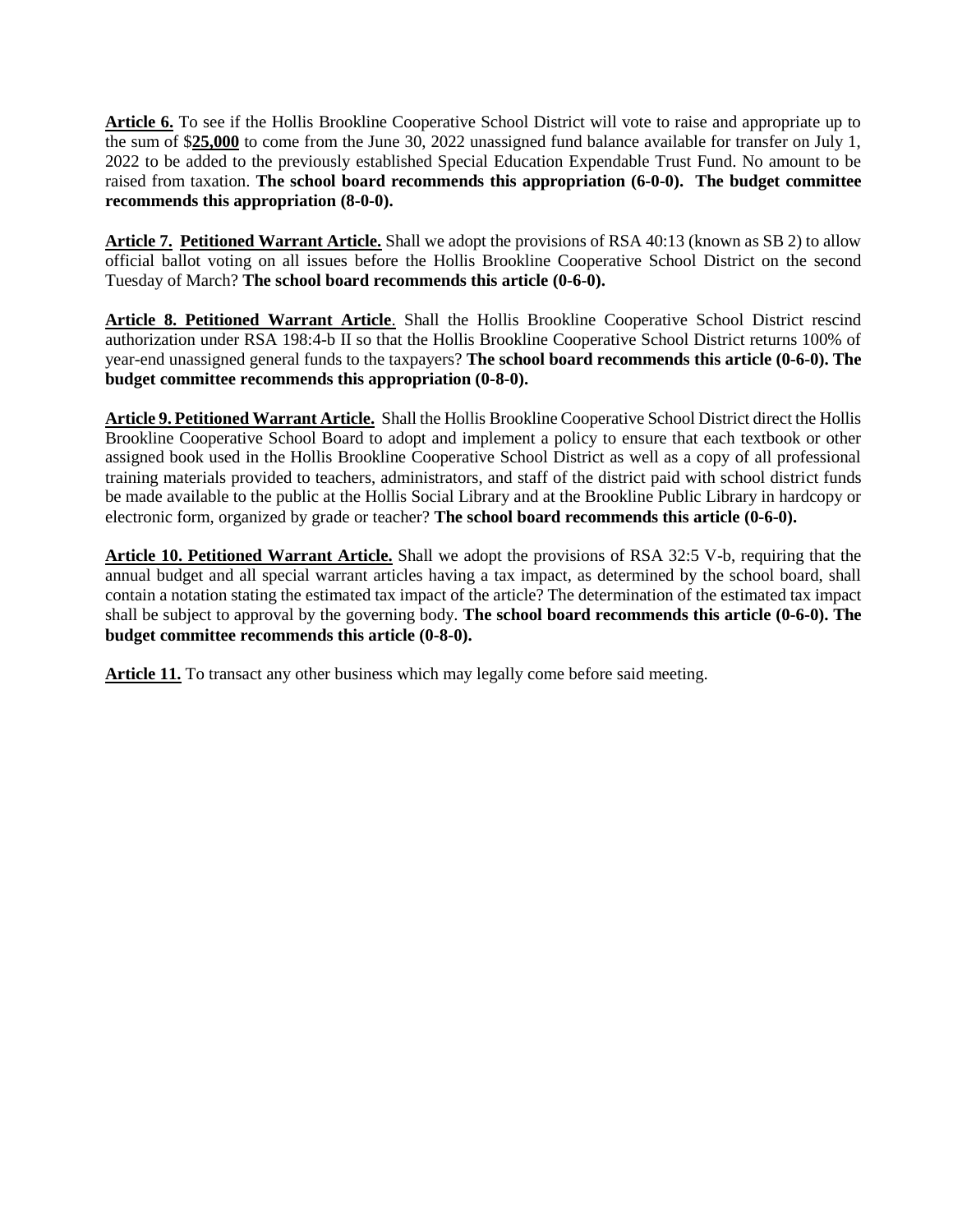**Article 6.** To see if the Hollis Brookline Cooperative School District will vote to raise and appropriate up to the sum of $**25,000** to come from the June 30, 2022 unassigned fund balance available for transfer on July 1, 2022 to be added to the previously established Special Education Expendable Trust Fund. No amount to be raised from taxation. **The school board recommends this appropriation (6-0-0). The budget committee recommends this appropriation (8-0-0).**

**Article 7. Petitioned Warrant Article.** Shall we adopt the provisions of RSA 40:13 (known as SB 2) to allow official ballot voting on all issues before the Hollis Brookline Cooperative School District on the second Tuesday of March? **The school board recommends this article (0-6-0).**

**Article 8. Petitioned Warrant Article**. Shall the Hollis Brookline Cooperative School District rescind authorization under RSA 198:4-b II so that the Hollis Brookline Cooperative School District returns 100% of year-end unassigned general funds to the taxpayers? **The school board recommends this article (0-6-0). The budget committee recommends this appropriation (0-8-0).**

**Article 9. Petitioned Warrant Article.** Shall the Hollis Brookline Cooperative School District direct the Hollis Brookline Cooperative School Board to adopt and implement a policy to ensure that each textbook or other assigned book used in the Hollis Brookline Cooperative School District as well as a copy of all professional training materials provided to teachers, administrators, and staff of the district paid with school district funds be made available to the public at the Hollis Social Library and at the Brookline Public Library in hardcopy or electronic form, organized by grade or teacher? **The school board recommends this article (0-6-0).**

**Article 10. Petitioned Warrant Article.** Shall we adopt the provisions of RSA 32:5 V-b, requiring that the annual budget and all special warrant articles having a tax impact, as determined by the school board, shall contain a notation stating the estimated tax impact of the article? The determination of the estimated tax impact shall be subject to approval by the governing body. **The school board recommends this article (0-6-0). The budget committee recommends this article (0-8-0).**

**Article 11.** To transact any other business which may legally come before said meeting.